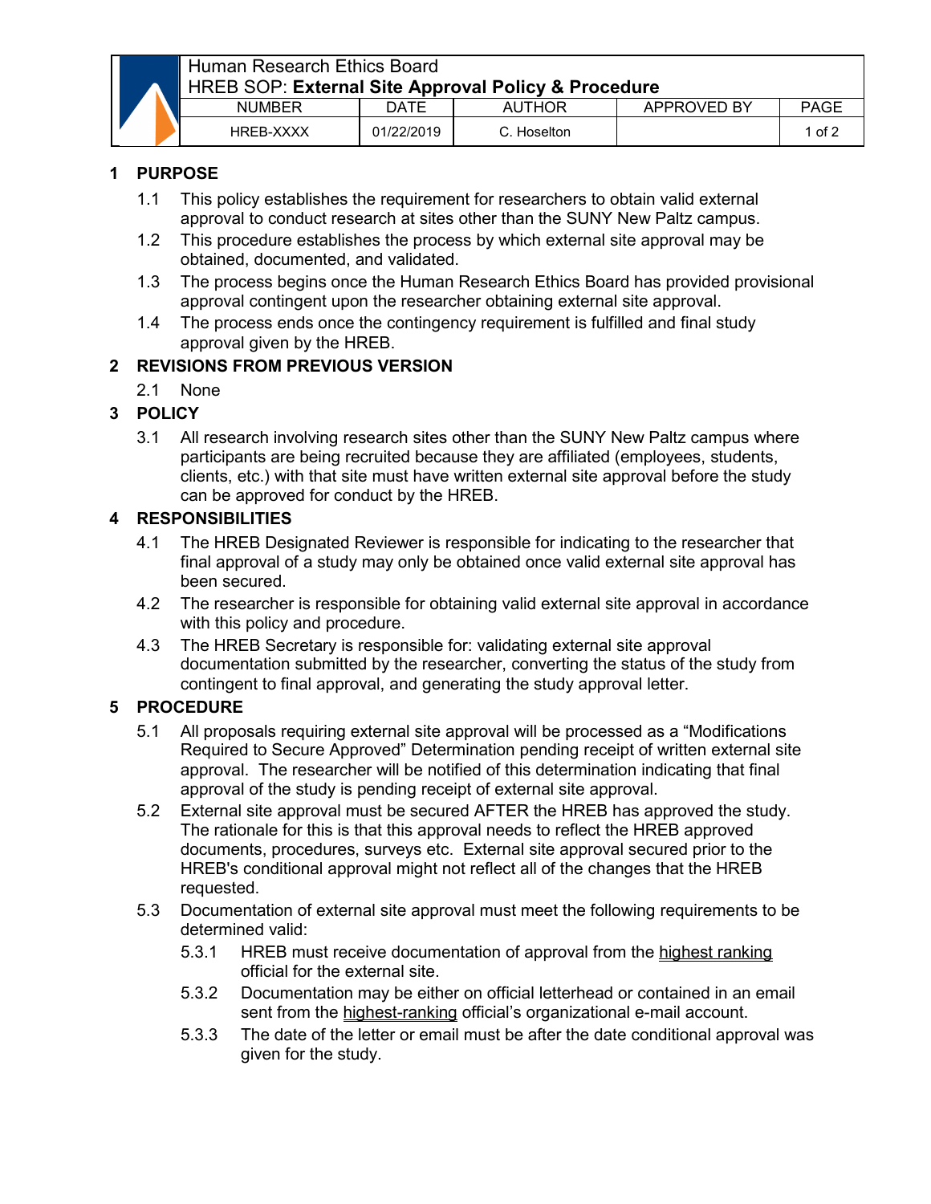Human Research Ethics Board
HREB SOP: **External Site Approval Policy & Procedure**

| NUMBER | DATE | AUTHOR | APPROVED BY | PAGE |
| --- | --- | --- | --- | --- |
| HREB-XXXX | 01/22/2019 | C. Hoselton | | 1 of 2 |

## 1 PURPOSE

1.1 This policy establishes the requirement for researchers to obtain valid external approval to conduct research at sites other than the SUNY New Paltz campus.

1.2 This procedure establishes the process by which external site approval may be obtained, documented, and validated.

1.3 The process begins once the Human Research Ethics Board has provided provisional approval contingent upon the researcher obtaining external site approval.

1.4 The process ends once the contingency requirement is fulfilled and final study approval given by the HREB.

## 2 REVISIONS FROM PREVIOUS VERSION

2.1 None

## 3 POLICY

3.1 All research involving research sites other than the SUNY New Paltz campus where participants are being recruited because they are affiliated (employees, students, clients, etc.) with that site must have written external site approval before the study can be approved for conduct by the HREB.

## 4 RESPONSIBILITIES

4.1 The HREB Designated Reviewer is responsible for indicating to the researcher that final approval of a study may only be obtained once valid external site approval has been secured.

4.2 The researcher is responsible for obtaining valid external site approval in accordance with this policy and procedure.

4.3 The HREB Secretary is responsible for: validating external site approval documentation submitted by the researcher, converting the status of the study from contingent to final approval, and generating the study approval letter.

## 5 PROCEDURE

5.1 All proposals requiring external site approval will be processed as a "Modifications Required to Secure Approved" Determination pending receipt of written external site approval. The researcher will be notified of this determination indicating that final approval of the study is pending receipt of external site approval.

5.2 External site approval must be secured AFTER the HREB has approved the study. The rationale for this is that this approval needs to reflect the HREB approved documents, procedures, surveys etc. External site approval secured prior to the HREB's conditional approval might not reflect all of the changes that the HREB requested.

5.3 Documentation of external site approval must meet the following requirements to be determined valid:

5.3.1 HREB must receive documentation of approval from the <u>highest ranking</u> official for the external site.

5.3.2 Documentation may be either on official letterhead or contained in an email sent from the <u>highest-ranking</u> official's organizational e-mail account.

5.3.3 The date of the letter or email must be after the date conditional approval was given for the study.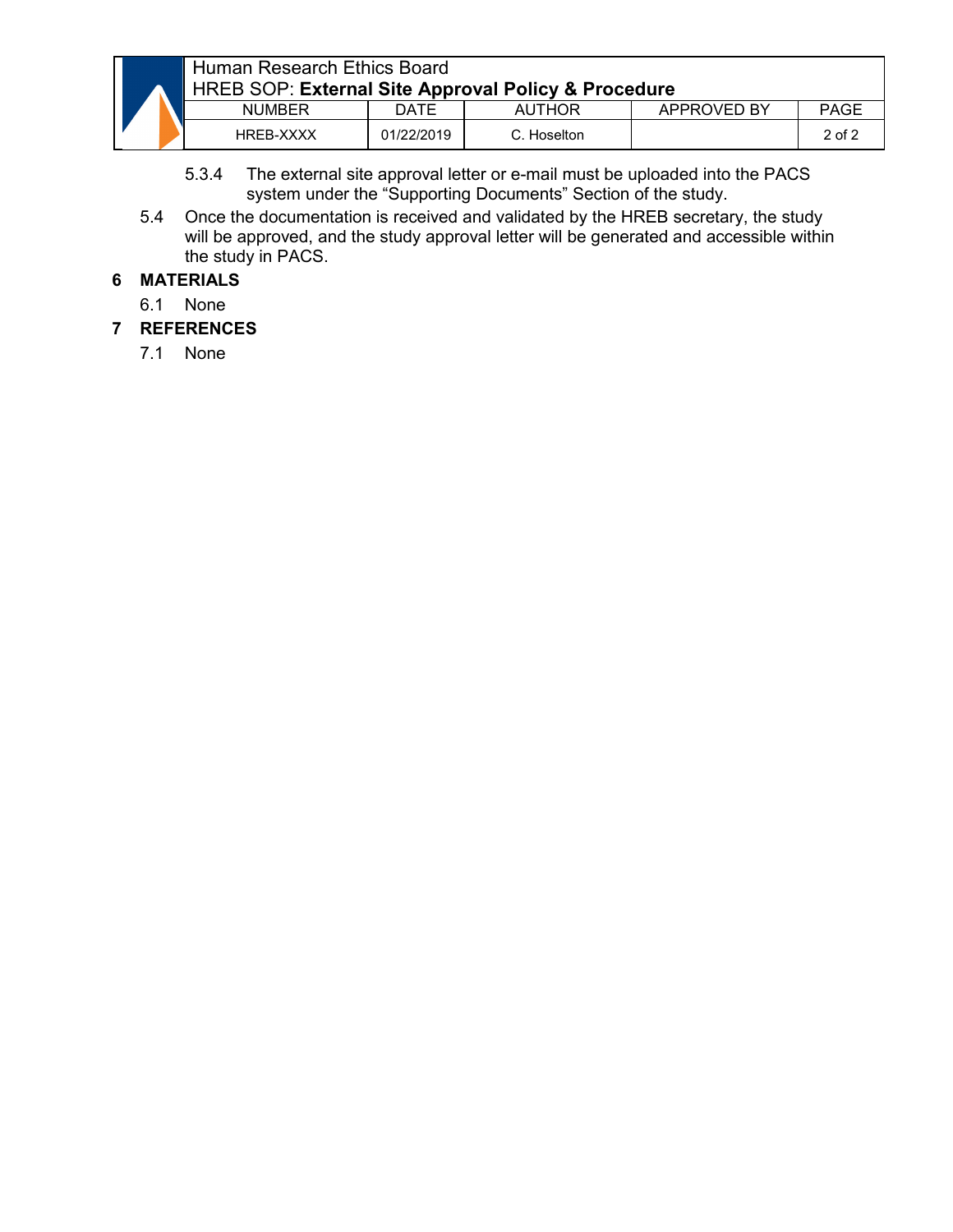5.3.4 The external site approval letter or e-mail must be uploaded into the PACS system under the “Supporting Documents” Section of the study.

5.4 Once the documentation is received and validated by the HREB secretary, the study will be approved, and the study approval letter will be generated and accessible within the study in PACS.

## 6 MATERIALS

6.1 None

## 7 REFERENCES

7.1 None